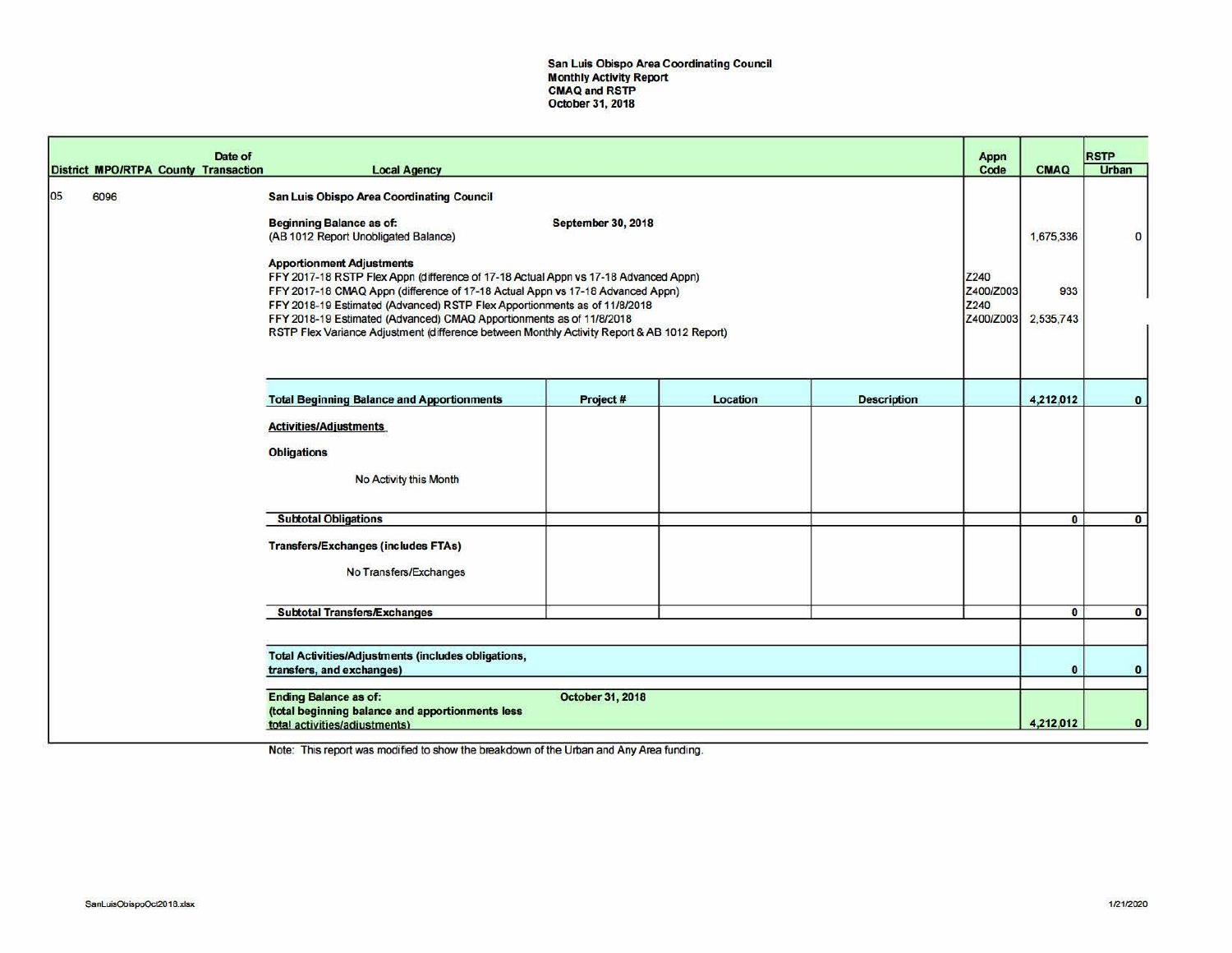**San Luis Obispo Area Coordinating Council**
**Monthly Activity Report**
**CMAQ and RSTP**
**October 31, 2018**

| District | MPO/RTPA | County | Date of Transaction | Local Agency | Project # | Location | Description | Appn Code | CMAQ | RSTP Urban |
|---|---|---|---|---|---|---|---|---|---|---|
| 05 | 6096 | | | **San Luis Obispo Area Coordinating Council** | | | | | | |
| | | | | **Beginning Balance as of:** **September 30, 2018** (AB 1012 Report Unobligated Balance) | | | | | 1,675,336 | 0 |
| | | | | **Apportionment Adjustments** | | | | | | |
| | | | | FFY 2017-18 RSTP Flex Appn (difference of 17-18 Actual Appn vs 17-18 Advanced Appn) | | | | Z240 | | |
| | | | | FFY 2017-18 CMAQ Appn (difference of 17-18 Actual Appn vs 17-18 Advanced Appn) | | | | Z400/Z003 | 933 | |
| | | | | FFY 2018-19 Estimated (Advanced) RSTP Flex Apportionments as of 11/8/2018 | | | | Z240 | | |
| | | | | FFY 2018-19 Estimated (Advanced) CMAQ Apportionments as of 11/8/2018 | | | | Z400/Z003 | 2,535,743 | |
| | | | | RSTP Flex Variance Adjustment (difference between Monthly Activity Report & AB 1012 Report) | | | | | | |
| | | | | **Total Beginning Balance and Apportionments** | **Project #** | **Location** | **Description** | | **4,212,012** | **0** |
| | | | | **Activities/Adjustments** | | | | | | |
| | | | | **Obligations** | | | | | | |
| | | | | No Activity this Month | | | | | | |
| | | | | **Subtotal Obligations** | | | | | **0** | **0** |
| | | | | **Transfers/Exchanges (includes FTAs)** | | | | | | |
| | | | | No Transfers/Exchanges | | | | | | |
| | | | | **Subtotal Transfers/Exchanges** | | | | | **0** | **0** |
| | | | | **Total Activities/Adjustments (includes obligations, transfers, and exchanges)** | | | | | **0** | **0** |
| | | | | **Ending Balance as of:** **October 31, 2018** **(total beginning balance and apportionments less total activities/adjustments)** | | | | | **4,212,012** | **0** |

Note: This report was modified to show the breakdown of the Urban and Any Area funding.

SanLuisObispoOct2018.xlsx

1/21/2020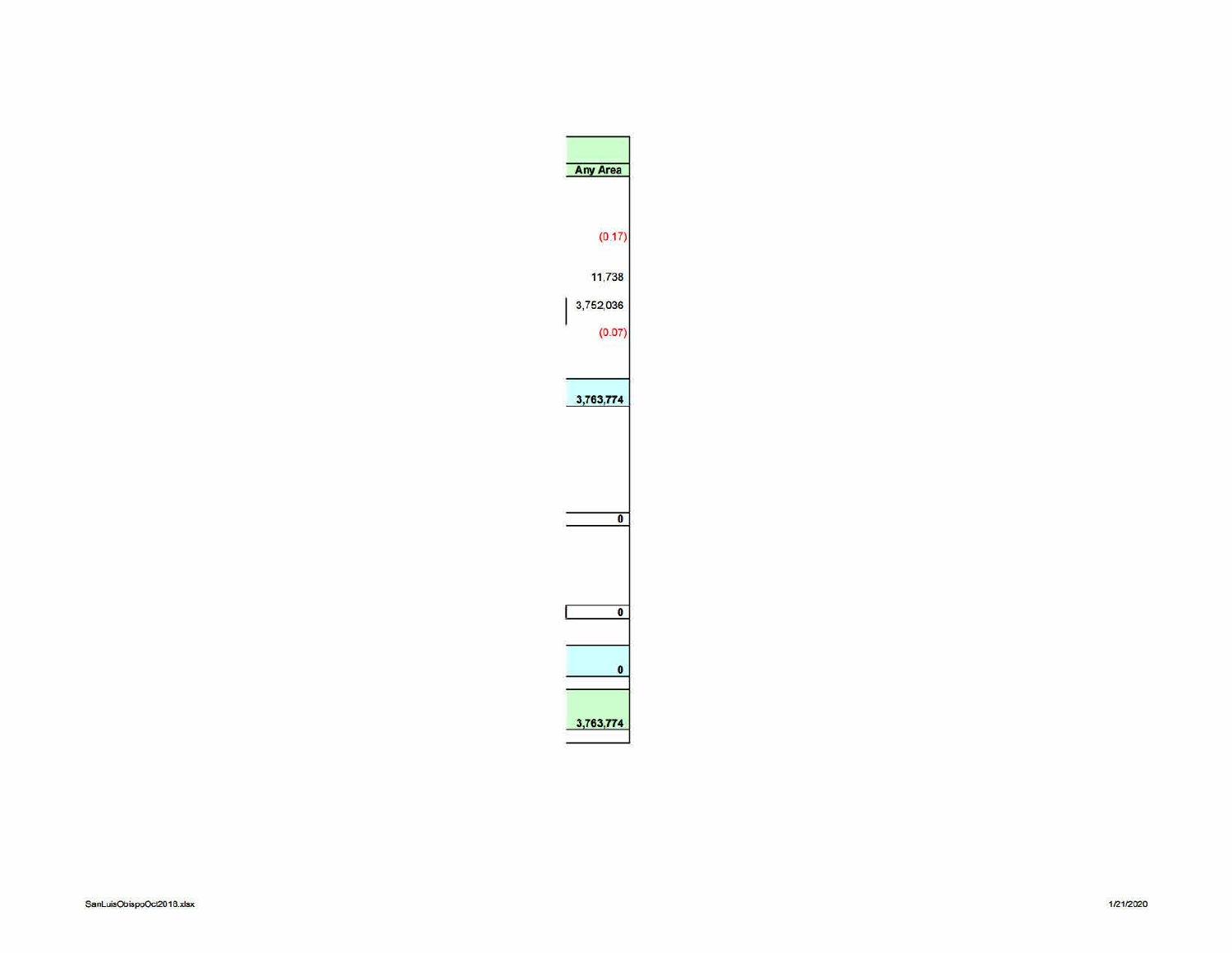| Any Area |
| --- |
| (0.17) |
| 11,738 |
| 3,752,036 |
| (0.07) |
| **3,763,774** |
| **0** |
| **0** |
| **0** |
| **3,763,774** |